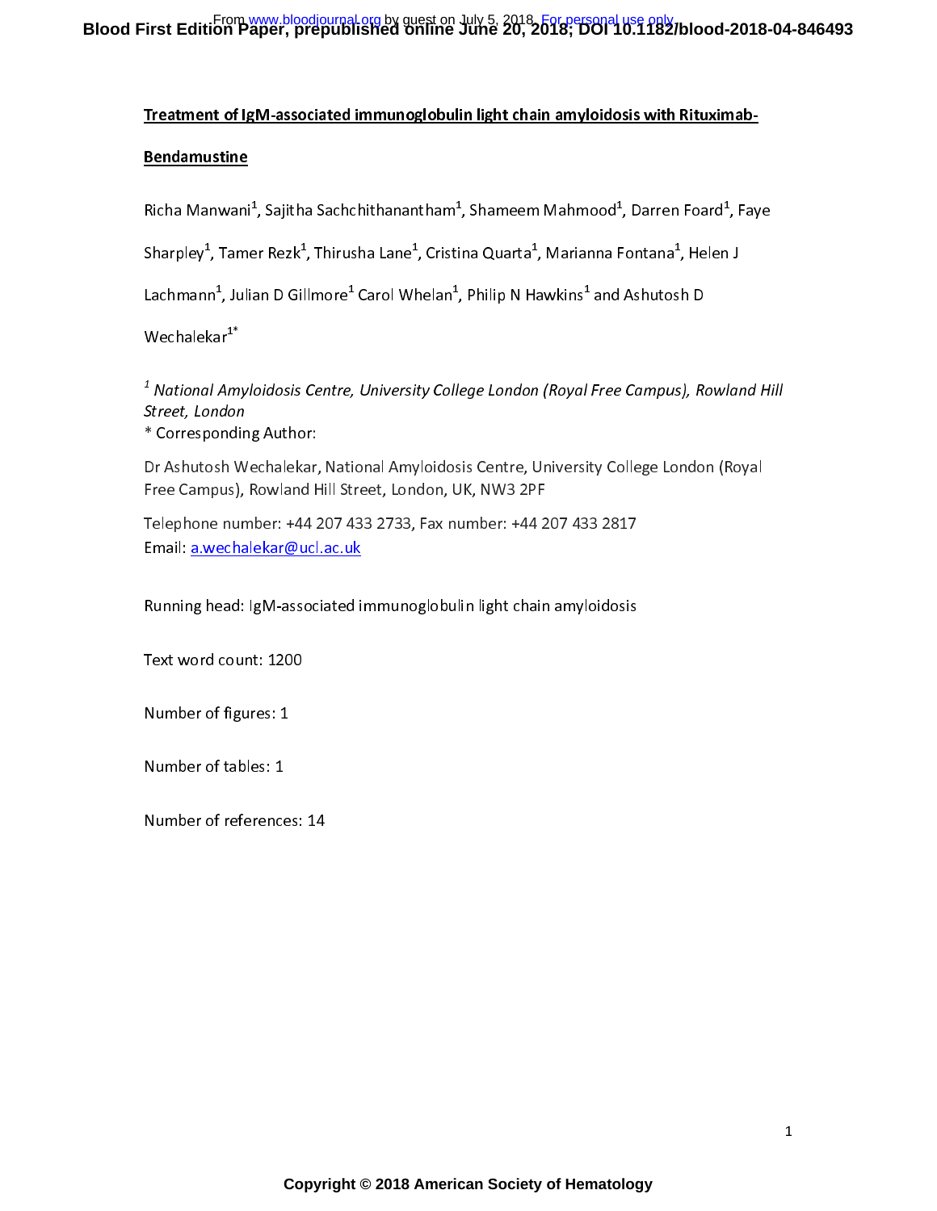**Treatment of IgM-associated immunoglobulin light chain amyloidosis with Rituximab-Bendamustine**

Richa Manwani[1], Sajitha Sachchithanantham[1], Shameem Mahmood[1], Darren Foard[1], Faye Sharpley[1], Tamer Rezk[1], Thirusha Lane[1], Cristina Quarta[1], Marianna Fontana[1], Helen J Lachmann[1], Julian D Gillmore[1] Carol Whelan[1], Philip N Hawkins[1] and Ashutosh D Wechalekar[1*]

[1] *National Amyloidosis Centre, University College London (Royal Free Campus), Rowland Hill Street, London*

* Corresponding Author:

Dr Ashutosh Wechalekar, National Amyloidosis Centre, University College London (Royal Free Campus), Rowland Hill Street, London, UK, NW3 2PF

Telephone number: +44 207 433 2733, Fax number: +44 207 433 2817
Email: a.wechalekar@ucl.ac.uk

Running head: IgM-associated immunoglobulin light chain amyloidosis

Text word count: 1200

Number of figures: 1

Number of tables: 1

Number of references: 14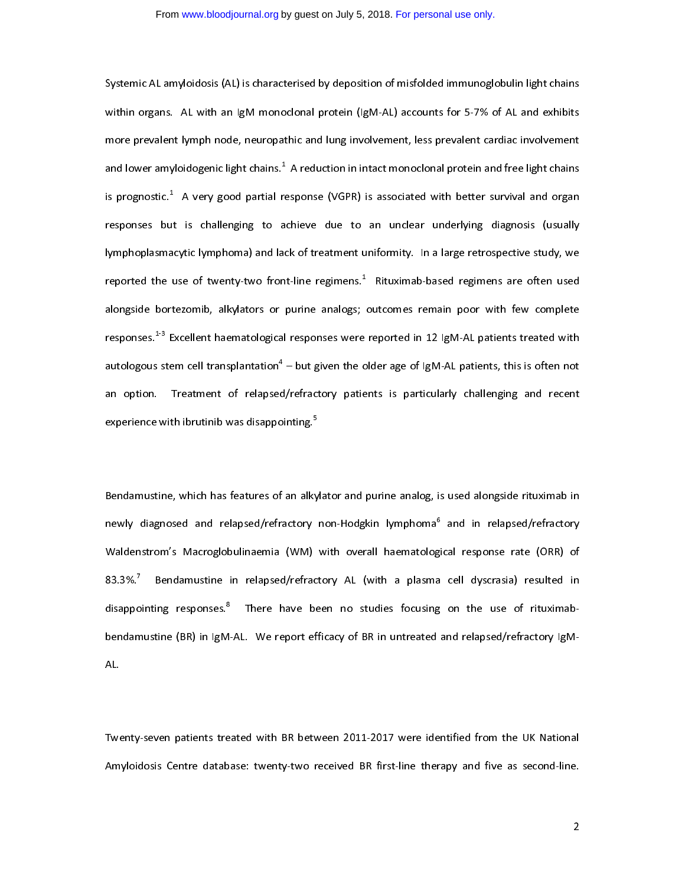Systemic AL amyloidosis (AL) is characterised by deposition of misfolded immunoglobulin light chains within organs. AL with an IgM monoclonal protein (IgM-AL) accounts for 5-7% of AL and exhibits more prevalent lymph node, neuropathic and lung involvement, less prevalent cardiac involvement and lower amyloidogenic light chains.[1] A reduction in intact monoclonal protein and free light chains is prognostic.[1] A very good partial response (VGPR) is associated with better survival and organ responses but is challenging to achieve due to an unclear underlying diagnosis (usually lymphoplasmacytic lymphoma) and lack of treatment uniformity. In a large retrospective study, we reported the use of twenty-two front-line regimens.[1] Rituximab-based regimens are often used alongside bortezomib, alkylators or purine analogs; outcomes remain poor with few complete responses.[1-3] Excellent haematological responses were reported in 12 IgM-AL patients treated with autologous stem cell transplantation[4] – but given the older age of IgM-AL patients, this is often not an option. Treatment of relapsed/refractory patients is particularly challenging and recent experience with ibrutinib was disappointing.[5]

Bendamustine, which has features of an alkylator and purine analog, is used alongside rituximab in newly diagnosed and relapsed/refractory non-Hodgkin lymphoma[6] and in relapsed/refractory Waldenstrom's Macroglobulinaemia (WM) with overall haematological response rate (ORR) of 83.3%.[7] Bendamustine in relapsed/refractory AL (with a plasma cell dyscrasia) resulted in disappointing responses.[8] There have been no studies focusing on the use of rituximab-bendamustine (BR) in IgM-AL. We report efficacy of BR in untreated and relapsed/refractory IgM-AL.

Twenty-seven patients treated with BR between 2011-2017 were identified from the UK National Amyloidosis Centre database: twenty-two received BR first-line therapy and five as second-line.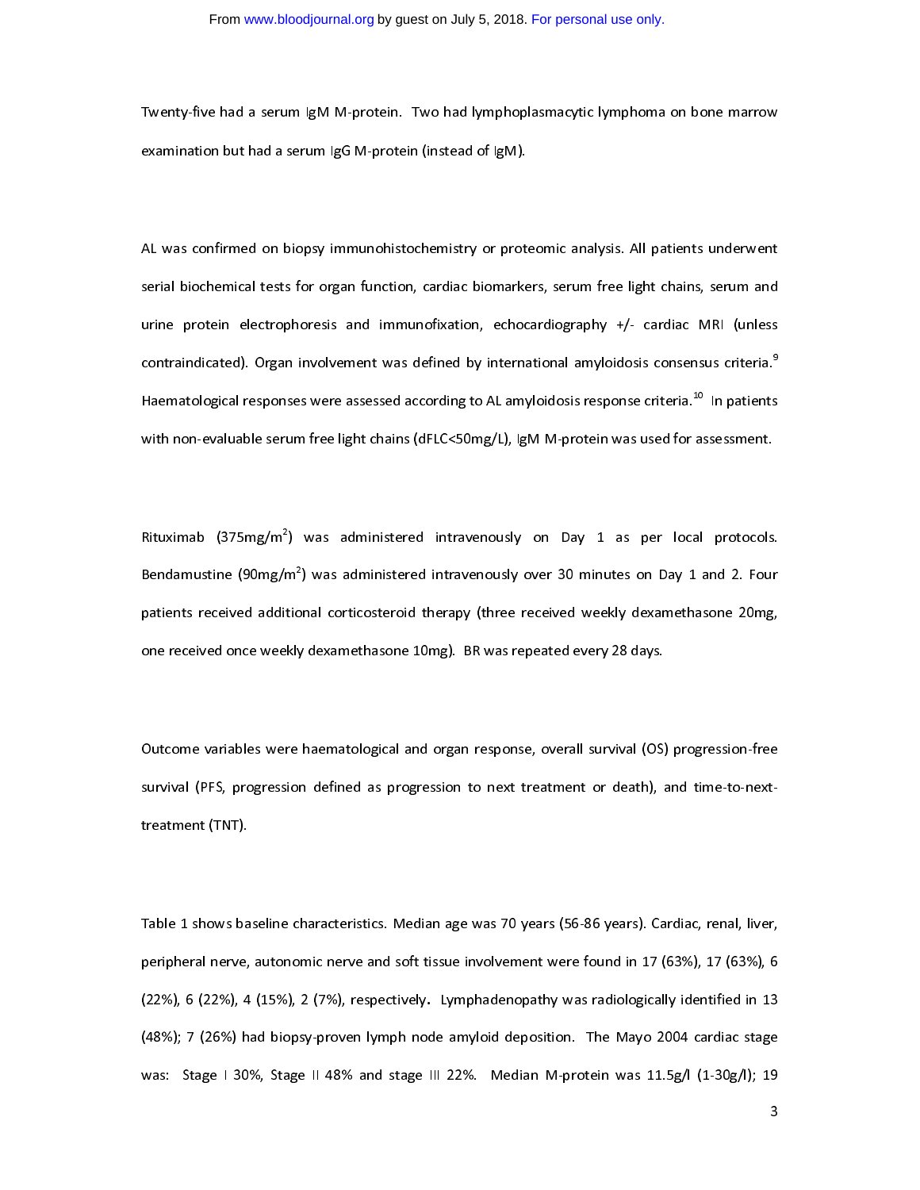Twenty-five had a serum IgM M-protein. Two had lymphoplasmacytic lymphoma on bone marrow examination but had a serum IgG M-protein (instead of IgM).

AL was confirmed on biopsy immunohistochemistry or proteomic analysis. All patients underwent serial biochemical tests for organ function, cardiac biomarkers, serum free light chains, serum and urine protein electrophoresis and immunofixation, echocardiography +/- cardiac MRI (unless contraindicated). Organ involvement was defined by international amyloidosis consensus criteria.[9] Haematological responses were assessed according to AL amyloidosis response criteria.[10] In patients with non-evaluable serum free light chains (dFLC<50mg/L), IgM M-protein was used for assessment.

Rituximab (375mg/m$^2$) was administered intravenously on Day 1 as per local protocols. Bendamustine (90mg/m$^2$) was administered intravenously over 30 minutes on Day 1 and 2. Four patients received additional corticosteroid therapy (three received weekly dexamethasone 20mg, one received once weekly dexamethasone 10mg). BR was repeated every 28 days.

Outcome variables were haematological and organ response, overall survival (OS) progression-free survival (PFS, progression defined as progression to next treatment or death), and time-to-next-treatment (TNT).

Table 1 shows baseline characteristics. Median age was 70 years (56-86 years). Cardiac, renal, liver, peripheral nerve, autonomic nerve and soft tissue involvement were found in 17 (63%), 17 (63%), 6 (22%), 6 (22%), 4 (15%), 2 (7%), respectively. Lymphadenopathy was radiologically identified in 13 (48%); 7 (26%) had biopsy-proven lymph node amyloid deposition. The Mayo 2004 cardiac stage was: Stage I 30%, Stage II 48% and stage III 22%. Median M-protein was 11.5g/l (1-30g/l); 19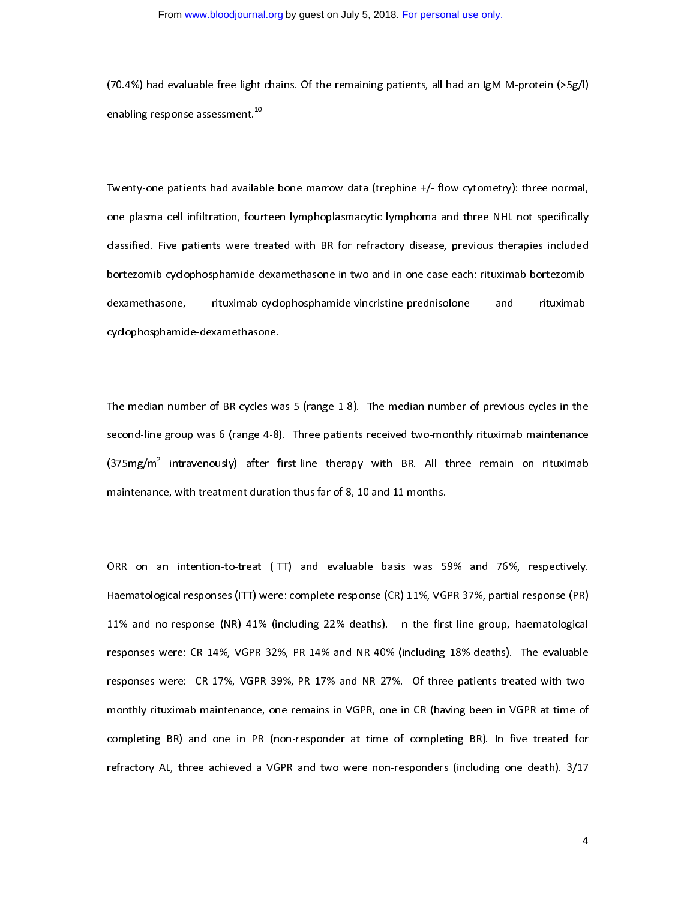(70.4%) had evaluable free light chains. Of the remaining patients, all had an IgM M-protein (>5g/l) enabling response assessment.[10]

Twenty-one patients had available bone marrow data (trephine +/- flow cytometry): three normal, one plasma cell infiltration, fourteen lymphoplasmacytic lymphoma and three NHL not specifically classified. Five patients were treated with BR for refractory disease, previous therapies included bortezomib-cyclophosphamide-dexamethasone in two and in one case each: rituximab-bortezomib-dexamethasone, rituximab-cyclophosphamide-vincristine-prednisolone and rituximab-cyclophosphamide-dexamethasone.

The median number of BR cycles was 5 (range 1-8). The median number of previous cycles in the second-line group was 6 (range 4-8). Three patients received two-monthly rituximab maintenance (375mg/m$^2$ intravenously) after first-line therapy with BR. All three remain on rituximab maintenance, with treatment duration thus far of 8, 10 and 11 months.

ORR on an intention-to-treat (ITT) and evaluable basis was 59% and 76%, respectively. Haematological responses (ITT) were: complete response (CR) 11%, VGPR 37%, partial response (PR) 11% and no-response (NR) 41% (including 22% deaths). In the first-line group, haematological responses were: CR 14%, VGPR 32%, PR 14% and NR 40% (including 18% deaths). The evaluable responses were: CR 17%, VGPR 39%, PR 17% and NR 27%. Of three patients treated with two-monthly rituximab maintenance, one remains in VGPR, one in CR (having been in VGPR at time of completing BR) and one in PR (non-responder at time of completing BR). In five treated for refractory AL, three achieved a VGPR and two were non-responders (including one death). 3/17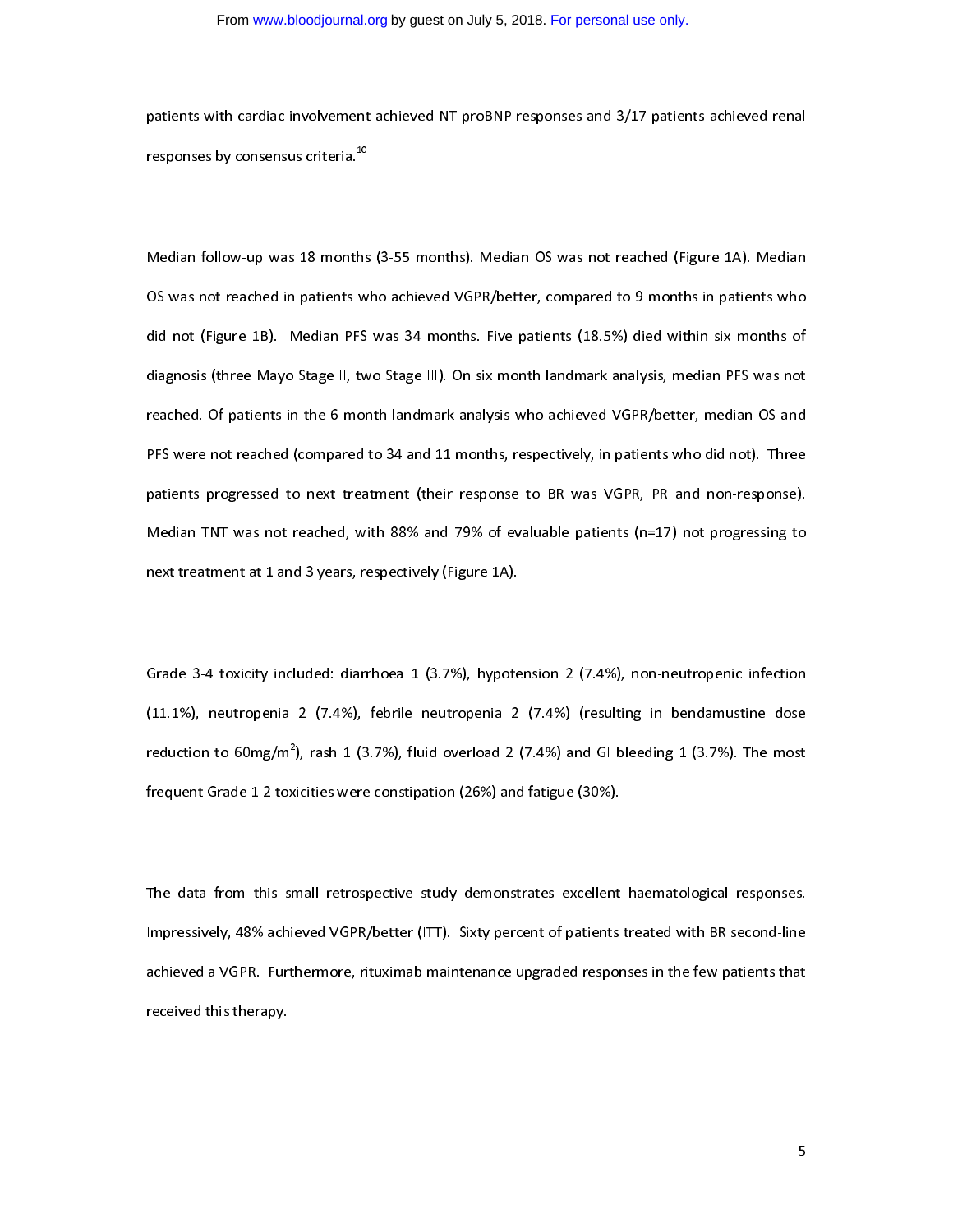patients with cardiac involvement achieved NT-proBNP responses and 3/17 patients achieved renal responses by consensus criteria.[10]

Median follow-up was 18 months (3-55 months). Median OS was not reached (Figure 1A). Median OS was not reached in patients who achieved VGPR/better, compared to 9 months in patients who did not (Figure 1B). Median PFS was 34 months. Five patients (18.5%) died within six months of diagnosis (three Mayo Stage II, two Stage III). On six month landmark analysis, median PFS was not reached. Of patients in the 6 month landmark analysis who achieved VGPR/better, median OS and PFS were not reached (compared to 34 and 11 months, respectively, in patients who did not). Three patients progressed to next treatment (their response to BR was VGPR, PR and non-response). Median TNT was not reached, with 88% and 79% of evaluable patients (n=17) not progressing to next treatment at 1 and 3 years, respectively (Figure 1A).

Grade 3-4 toxicity included: diarrhoea 1 (3.7%), hypotension 2 (7.4%), non-neutropenic infection (11.1%), neutropenia 2 (7.4%), febrile neutropenia 2 (7.4%) (resulting in bendamustine dose reduction to 60mg/m$^2$), rash 1 (3.7%), fluid overload 2 (7.4%) and GI bleeding 1 (3.7%). The most frequent Grade 1-2 toxicities were constipation (26%) and fatigue (30%).

The data from this small retrospective study demonstrates excellent haematological responses. Impressively, 48% achieved VGPR/better (ITT). Sixty percent of patients treated with BR second-line achieved a VGPR. Furthermore, rituximab maintenance upgraded responses in the few patients that received this therapy.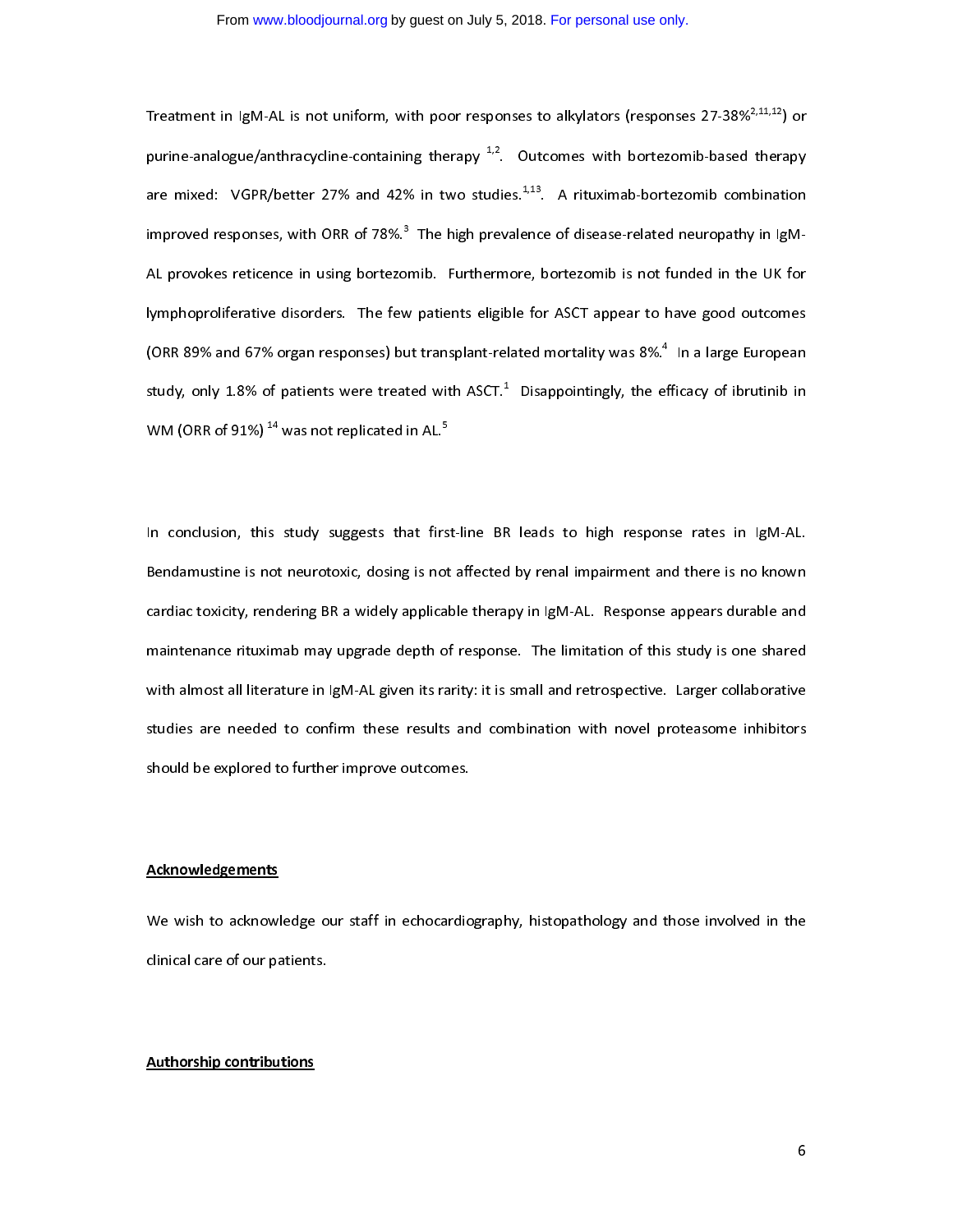Treatment in IgM-AL is not uniform, with poor responses to alkylators (responses 27-38%[2,11,12]) or purine-analogue/anthracycline-containing therapy [1,2]. Outcomes with bortezomib-based therapy are mixed: VGPR/better 27% and 42% in two studies.[1,13]. A rituximab-bortezomib combination improved responses, with ORR of 78%.[3] The high prevalence of disease-related neuropathy in IgM-AL provokes reticence in using bortezomib. Furthermore, bortezomib is not funded in the UK for lymphoproliferative disorders. The few patients eligible for ASCT appear to have good outcomes (ORR 89% and 67% organ responses) but transplant-related mortality was 8%.[4] In a large European study, only 1.8% of patients were treated with ASCT.[1] Disappointingly, the efficacy of ibrutinib in WM (ORR of 91%) [14] was not replicated in AL.[5]

In conclusion, this study suggests that first-line BR leads to high response rates in IgM-AL. Bendamustine is not neurotoxic, dosing is not affected by renal impairment and there is no known cardiac toxicity, rendering BR a widely applicable therapy in IgM-AL. Response appears durable and maintenance rituximab may upgrade depth of response. The limitation of this study is one shared with almost all literature in IgM-AL given its rarity: it is small and retrospective. Larger collaborative studies are needed to confirm these results and combination with novel proteasome inhibitors should be explored to further improve outcomes.

## Acknowledgements

We wish to acknowledge our staff in echocardiography, histopathology and those involved in the clinical care of our patients.

## Authorship contributions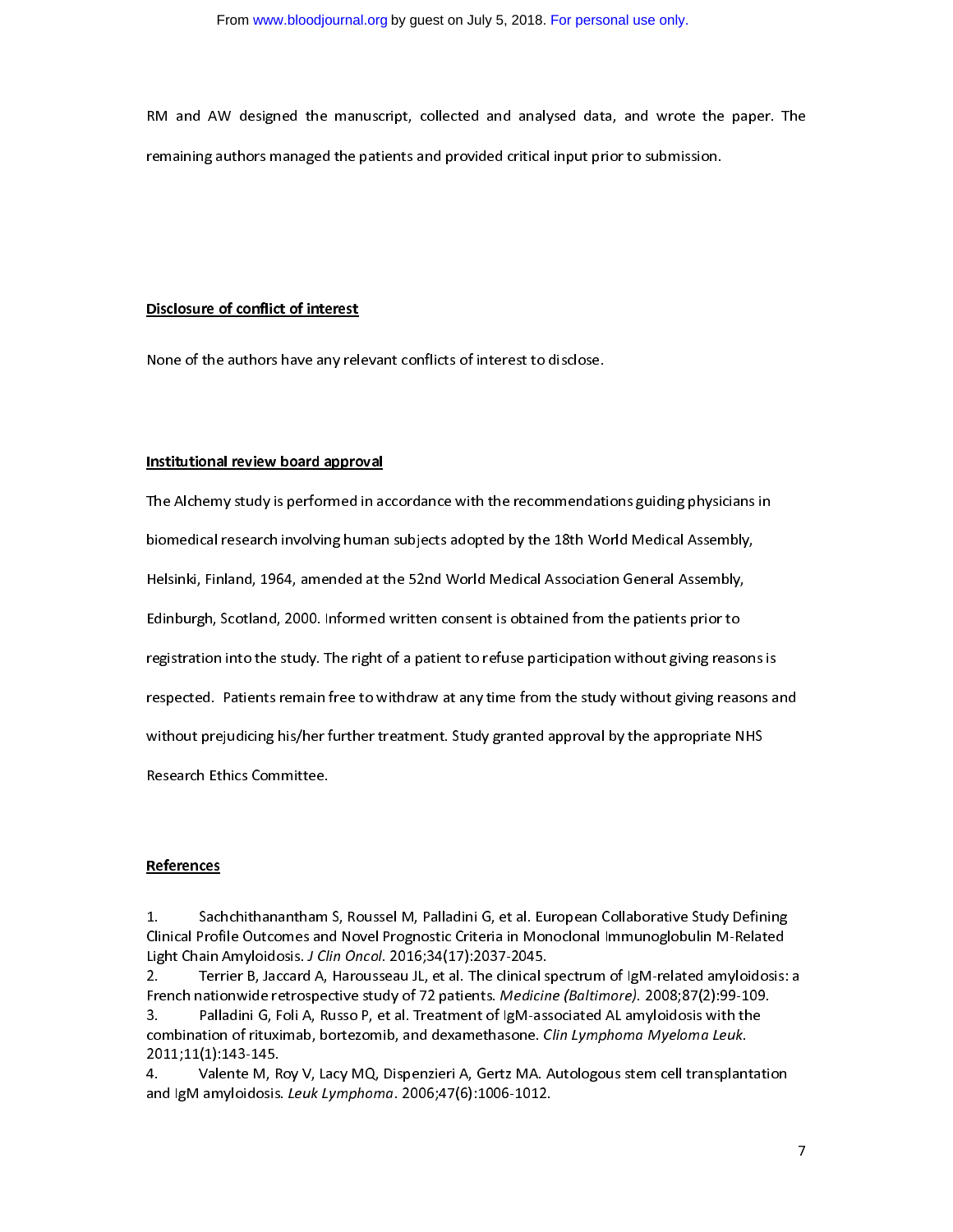RM and AW designed the manuscript, collected and analysed data, and wrote the paper. The remaining authors managed the patients and provided critical input prior to submission.

## Disclosure of conflict of interest

None of the authors have any relevant conflicts of interest to disclose.

## Institutional review board approval

The Alchemy study is performed in accordance with the recommendations guiding physicians in biomedical research involving human subjects adopted by the 18th World Medical Assembly, Helsinki, Finland, 1964, amended at the 52nd World Medical Association General Assembly, Edinburgh, Scotland, 2000. Informed written consent is obtained from the patients prior to registration into the study. The right of a patient to refuse participation without giving reasons is respected. Patients remain free to withdraw at any time from the study without giving reasons and without prejudicing his/her further treatment. Study granted approval by the appropriate NHS Research Ethics Committee.

## References

1. Sachchithanantham S, Roussel M, Palladini G, et al. European Collaborative Study Defining Clinical Profile Outcomes and Novel Prognostic Criteria in Monoclonal Immunoglobulin M-Related Light Chain Amyloidosis. *J Clin Oncol*. 2016;34(17):2037-2045.
2. Terrier B, Jaccard A, Harousseau JL, et al. The clinical spectrum of IgM-related amyloidosis: a French nationwide retrospective study of 72 patients. *Medicine (Baltimore)*. 2008;87(2):99-109.
3. Palladini G, Foli A, Russo P, et al. Treatment of IgM-associated AL amyloidosis with the combination of rituximab, bortezomib, and dexamethasone. *Clin Lymphoma Myeloma Leuk*. 2011;11(1):143-145.
4. Valente M, Roy V, Lacy MQ, Dispenzieri A, Gertz MA. Autologous stem cell transplantation and IgM amyloidosis. *Leuk Lymphoma*. 2006;47(6):1006-1012.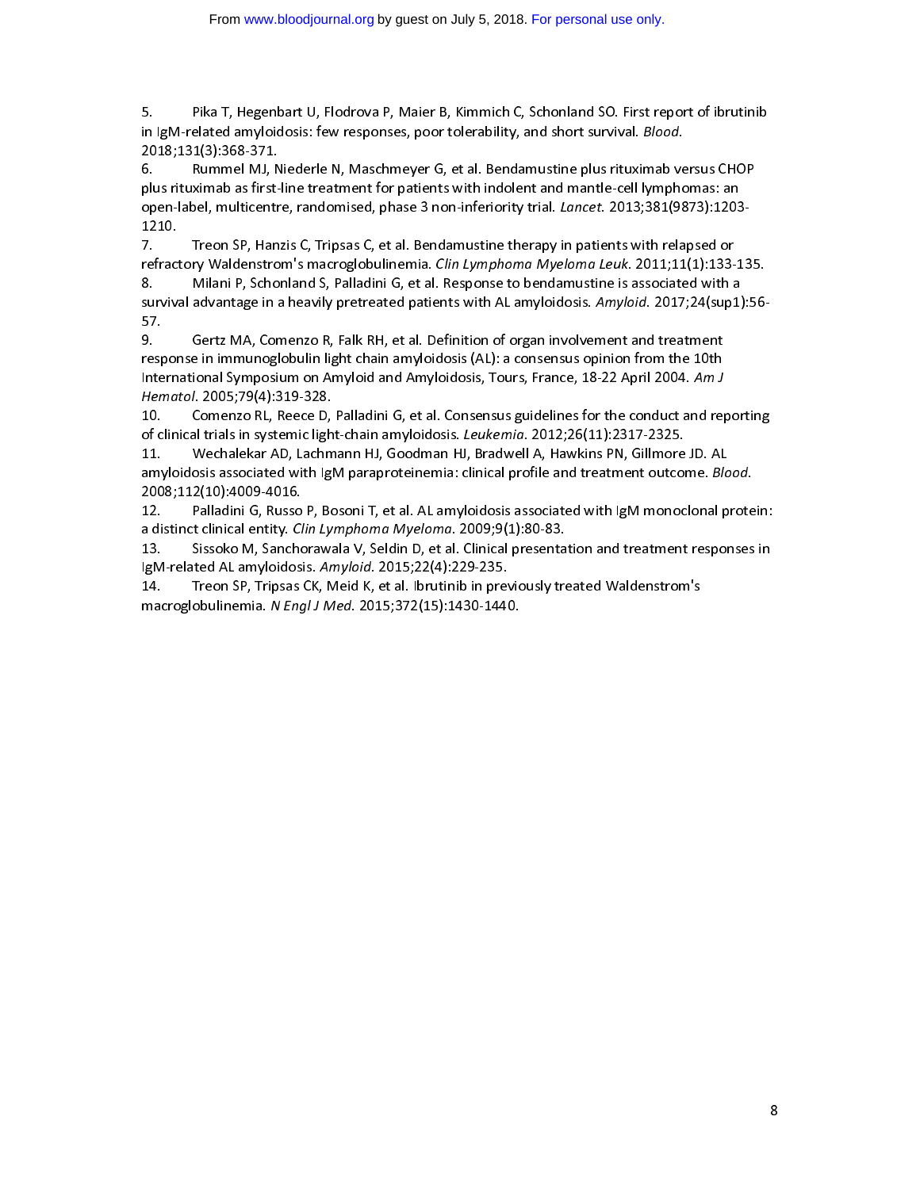5. Pika T, Hegenbart U, Flodrova P, Maier B, Kimmich C, Schonland SO. First report of ibrutinib in IgM-related amyloidosis: few responses, poor tolerability, and short survival. *Blood*. 2018;131(3):368-371.
6. Rummel MJ, Niederle N, Maschmeyer G, et al. Bendamustine plus rituximab versus CHOP plus rituximab as first-line treatment for patients with indolent and mantle-cell lymphomas: an open-label, multicentre, randomised, phase 3 non-inferiority trial. *Lancet*. 2013;381(9873):1203-1210.
7. Treon SP, Hanzis C, Tripsas C, et al. Bendamustine therapy in patients with relapsed or refractory Waldenstrom's macroglobulinemia. *Clin Lymphoma Myeloma Leuk*. 2011;11(1):133-135.
8. Milani P, Schonland S, Palladini G, et al. Response to bendamustine is associated with a survival advantage in a heavily pretreated patients with AL amyloidosis. *Amyloid*. 2017;24(sup1):56-57.
9. Gertz MA, Comenzo R, Falk RH, et al. Definition of organ involvement and treatment response in immunoglobulin light chain amyloidosis (AL): a consensus opinion from the 10th International Symposium on Amyloid and Amyloidosis, Tours, France, 18-22 April 2004. *Am J Hematol*. 2005;79(4):319-328.
10. Comenzo RL, Reece D, Palladini G, et al. Consensus guidelines for the conduct and reporting of clinical trials in systemic light-chain amyloidosis. *Leukemia*. 2012;26(11):2317-2325.
11. Wechalekar AD, Lachmann HJ, Goodman HJ, Bradwell A, Hawkins PN, Gillmore JD. AL amyloidosis associated with IgM paraproteinemia: clinical profile and treatment outcome. *Blood*. 2008;112(10):4009-4016.
12. Palladini G, Russo P, Bosoni T, et al. AL amyloidosis associated with IgM monoclonal protein: a distinct clinical entity. *Clin Lymphoma Myeloma*. 2009;9(1):80-83.
13. Sissoko M, Sanchorawala V, Seldin D, et al. Clinical presentation and treatment responses in IgM-related AL amyloidosis. *Amyloid*. 2015;22(4):229-235.
14. Treon SP, Tripsas CK, Meid K, et al. Ibrutinib in previously treated Waldenstrom's macroglobulinemia. *N Engl J Med*. 2015;372(15):1430-1440.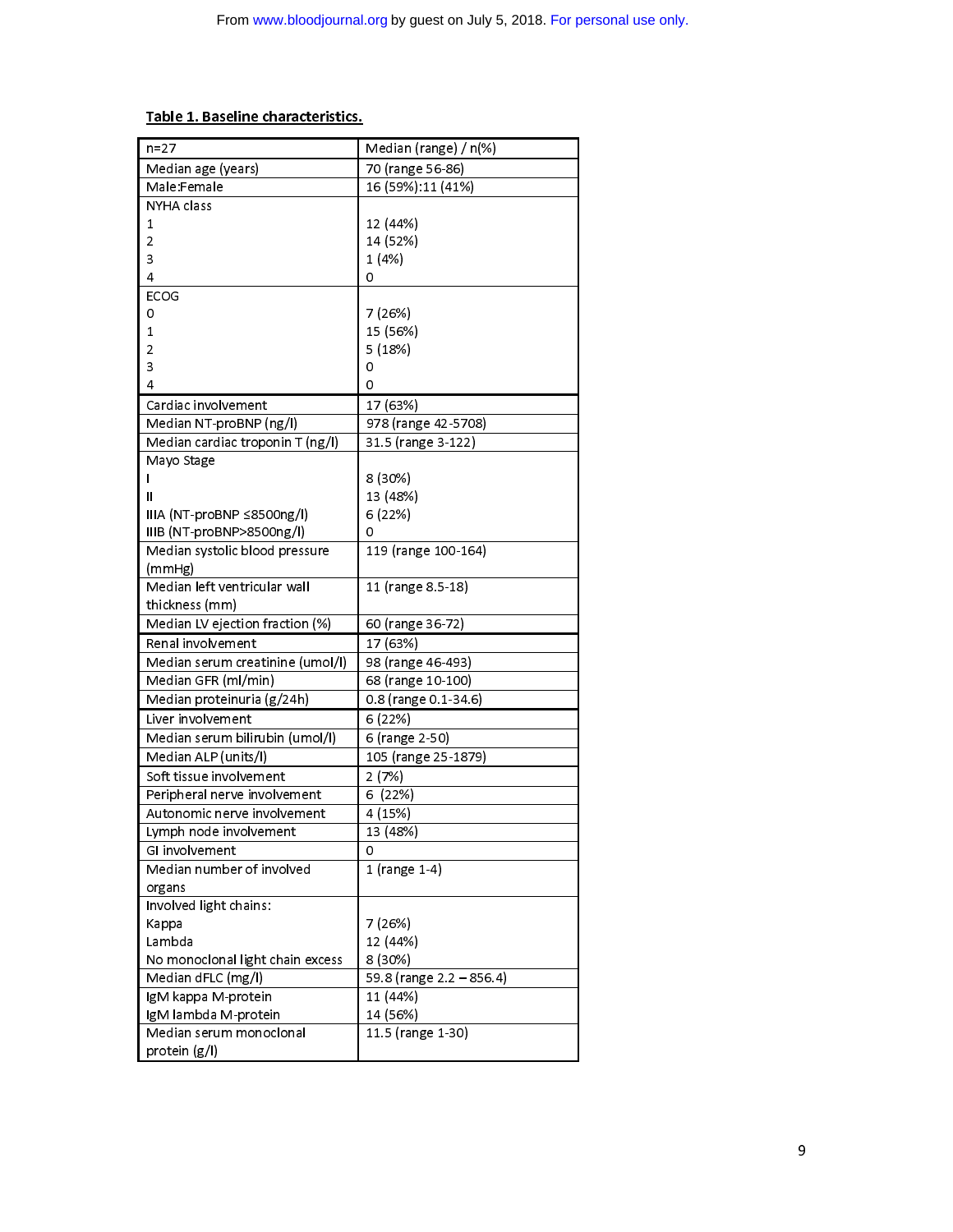**Table 1. Baseline characteristics.**

| n=27 | Median (range) / n(%) |
|---|---|
| Median age (years) | 70 (range 56-86) |
| Male:Female | 16 (59%):11 (41%) |
| NYHA class | |
| 1 | 12 (44%) |
| 2 | 14 (52%) |
| 3 | 1 (4%) |
| 4 | 0 |
| ECOG | |
| 0 | 7 (26%) |
| 1 | 15 (56%) |
| 2 | 5 (18%) |
| 3 | 0 |
| 4 | 0 |
| Cardiac involvement | 17 (63%) |
| Median NT-proBNP (ng/l) | 978 (range 42-5708) |
| Median cardiac troponin T (ng/l) | 31.5 (range 3-122) |
| Mayo Stage | |
| I | 8 (30%) |
| II | 13 (48%) |
| IIIA (NT-proBNP ≤8500ng/l) | 6 (22%) |
| IIIB (NT-proBNP>8500ng/l) | 0 |
| Median systolic blood pressure (mmHg) | 119 (range 100-164) |
| Median left ventricular wall thickness (mm) | 11 (range 8.5-18) |
| Median LV ejection fraction (%) | 60 (range 36-72) |
| Renal involvement | 17 (63%) |
| Median serum creatinine (umol/l) | 98 (range 46-493) |
| Median GFR (ml/min) | 68 (range 10-100) |
| Median proteinuria (g/24h) | 0.8 (range 0.1-34.6) |
| Liver involvement | 6 (22%) |
| Median serum bilirubin (umol/l) | 6 (range 2-50) |
| Median ALP (units/l) | 105 (range 25-1879) |
| Soft tissue involvement | 2 (7%) |
| Peripheral nerve involvement | 6 (22%) |
| Autonomic nerve involvement | 4 (15%) |
| Lymph node involvement | 13 (48%) |
| GI involvement | 0 |
| Median number of involved organs | 1 (range 1-4) |
| Involved light chains: | |
| Kappa | 7 (26%) |
| Lambda | 12 (44%) |
| No monoclonal light chain excess | 8 (30%) |
| Median dFLC (mg/l) | 59.8 (range 2.2 – 856.4) |
| IgM kappa M-protein | 11 (44%) |
| IgM lambda M-protein | 14 (56%) |
| Median serum monoclonal protein (g/l) | 11.5 (range 1-30) |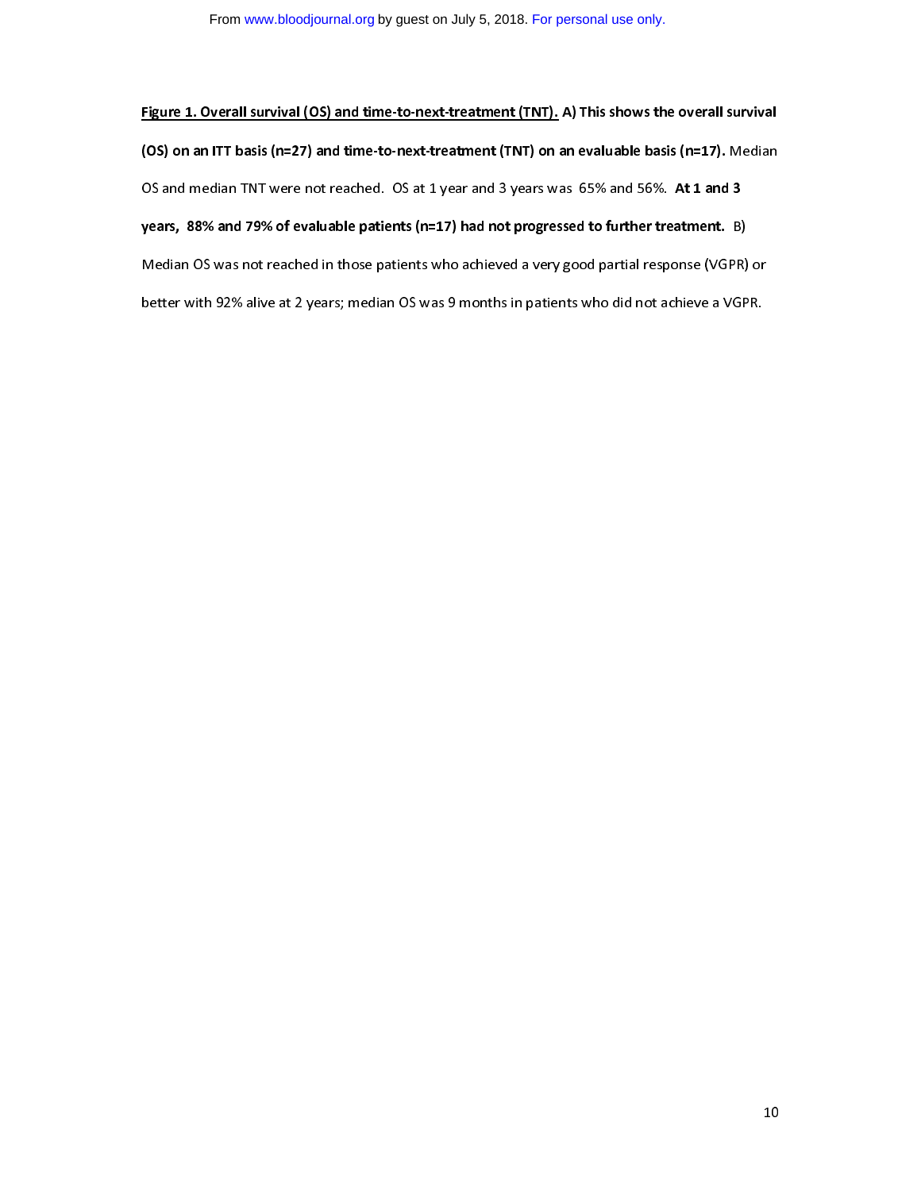**<u>Figure 1. Overall survival (OS) and time-to-next-treatment (TNT).</u> A) This shows the overall survival (OS) on an ITT basis (n=27) and time-to-next-treatment (TNT) on an evaluable basis (n=17).** Median OS and median TNT were not reached. OS at 1 year and 3 years was 65% and 56%. **At 1 and 3 years, 88% and 79% of evaluable patients (n=17) had not progressed to further treatment.** B) Median OS was not reached in those patients who achieved a very good partial response (VGPR) or better with 92% alive at 2 years; median OS was 9 months in patients who did not achieve a VGPR.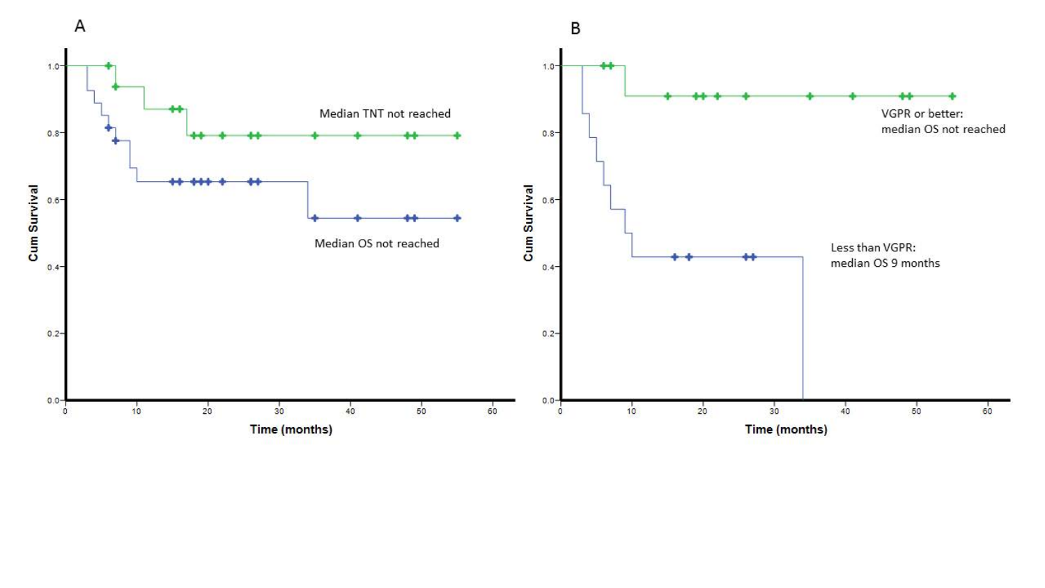A

Cum Survival

Median TNT not reached

Median OS not reached

Time (months)

B

Cum Survival

VGPR or better:
median OS not reached

Less than VGPR:
median OS 9 months

Time (months)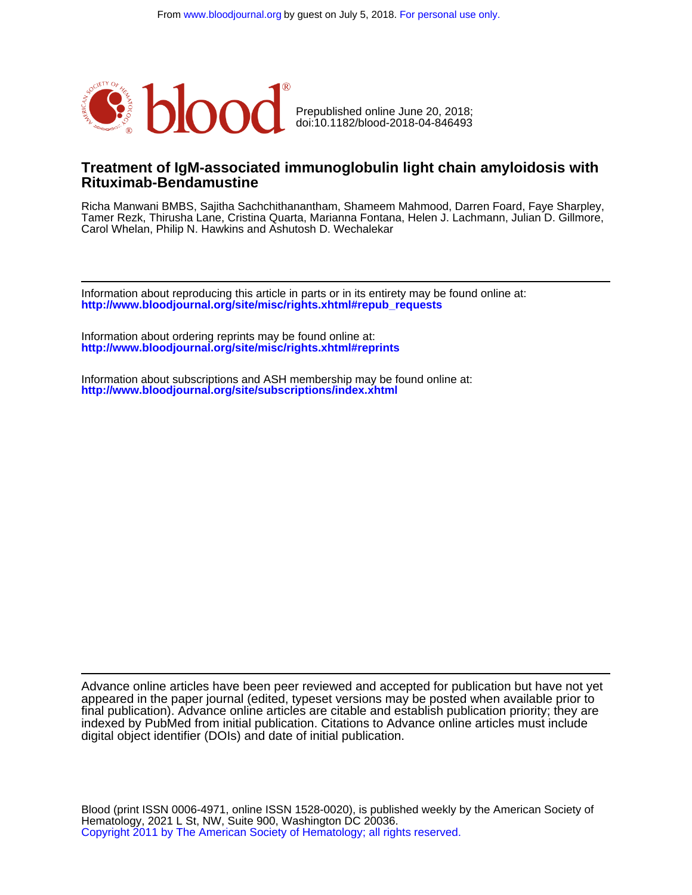Prepublished online June 20, 2018;
doi:10.1182/blood-2018-04-846493

# Treatment of IgM-associated immunoglobulin light chain amyloidosis with Rituximab-Bendamustine

Richa Manwani BMBS, Sajitha Sachchithanantham, Shameem Mahmood, Darren Foard, Faye Sharpley, Tamer Rezk, Thirusha Lane, Cristina Quarta, Marianna Fontana, Helen J. Lachmann, Julian D. Gillmore, Carol Whelan, Philip N. Hawkins and Ashutosh D. Wechalekar

---

Information about reproducing this article in parts or in its entirety may be found online at:
**http://www.bloodjournal.org/site/misc/rights.xhtml#repub_requests**

Information about ordering reprints may be found online at:
**http://www.bloodjournal.org/site/misc/rights.xhtml#reprints**

Information about subscriptions and ASH membership may be found online at:
**http://www.bloodjournal.org/site/subscriptions/index.xhtml**

---

Advance online articles have been peer reviewed and accepted for publication but have not yet appeared in the paper journal (edited, typeset versions may be posted when available prior to final publication). Advance online articles are citable and establish publication priority; they are indexed by PubMed from initial publication. Citations to Advance online articles must include digital object identifier (DOIs) and date of initial publication.

Blood (print ISSN 0006-4971, online ISSN 1528-0020), is published weekly by the American Society of Hematology, 2021 L St, NW, Suite 900, Washington DC 20036.
Copyright 2011 by The American Society of Hematology; all rights reserved.